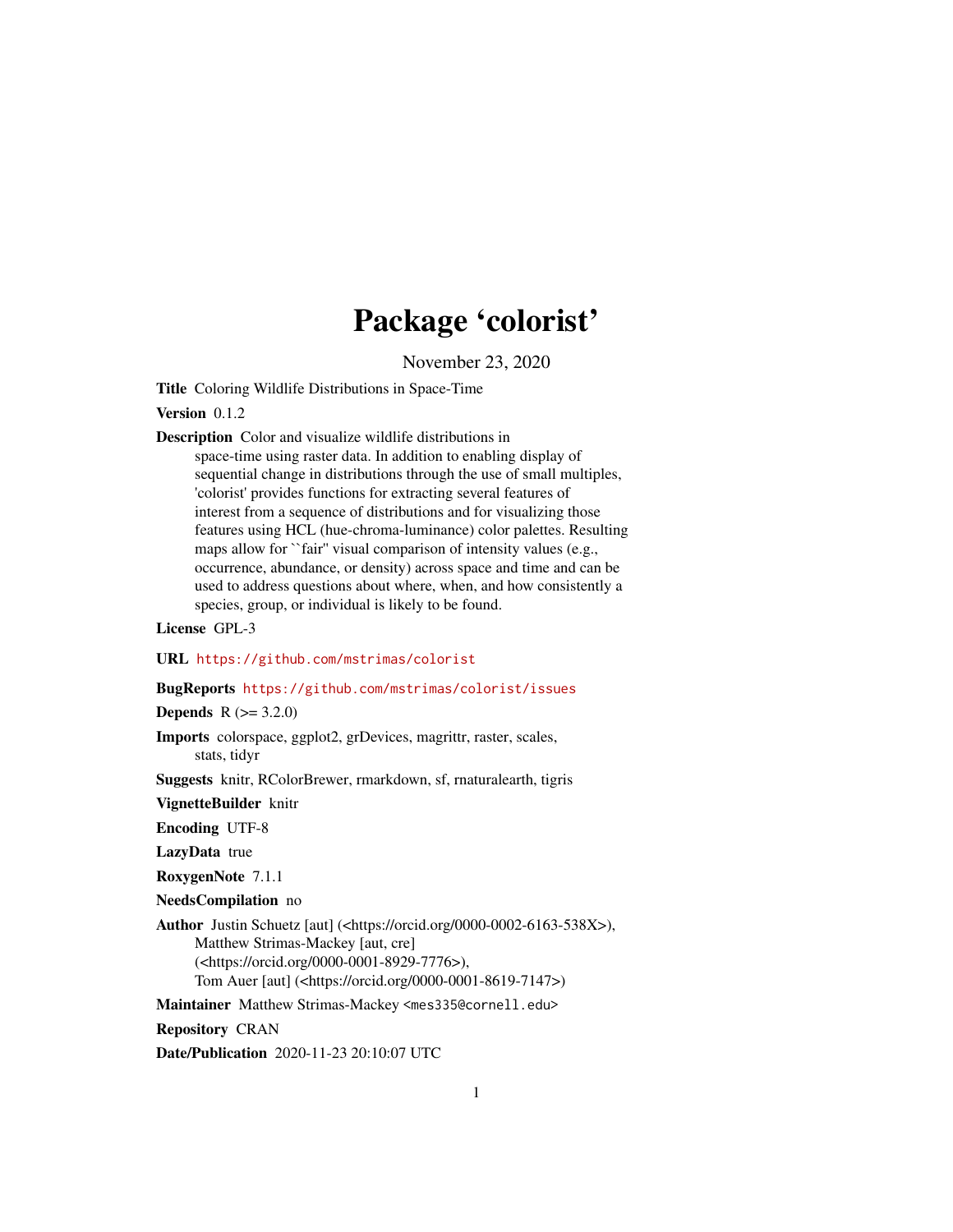# Package 'colorist'

November 23, 2020

**Title** Coloring Wildlife Distributions in Space-Time

**Version** 0.1.2

**Description** Color and visualize wildlife distributions in space-time using raster data. In addition to enabling display of sequential change in distributions through the use of small multiples, 'colorist' provides functions for extracting several features of interest from a sequence of distributions and for visualizing those features using HCL (hue-chroma-luminance) color palettes. Resulting maps allow for ``fair'' visual comparison of intensity values (e.g., occurrence, abundance, or density) across space and time and can be used to address questions about where, when, and how consistently a species, group, or individual is likely to be found.

**License** GPL-3

**URL** https://github.com/mstrimas/colorist

**BugReports** https://github.com/mstrimas/colorist/issues

**Depends** R (>= 3.2.0)

**Imports** colorspace, ggplot2, grDevices, magrittr, raster, scales, stats, tidyr

**Suggests** knitr, RColorBrewer, rmarkdown, sf, rnaturalearth, tigris

**VignetteBuilder** knitr

**Encoding** UTF-8

**LazyData** true

**RoxygenNote** 7.1.1

**NeedsCompilation** no

**Author** Justin Schuetz [aut] (<https://orcid.org/0000-0002-6163-538X>), Matthew Strimas-Mackey [aut, cre] (<https://orcid.org/0000-0001-8929-7776>), Tom Auer [aut] (<https://orcid.org/0000-0001-8619-7147>)

**Maintainer** Matthew Strimas-Mackey <mes335@cornell.edu>

**Repository** CRAN

**Date/Publication** 2020-11-23 20:10:07 UTC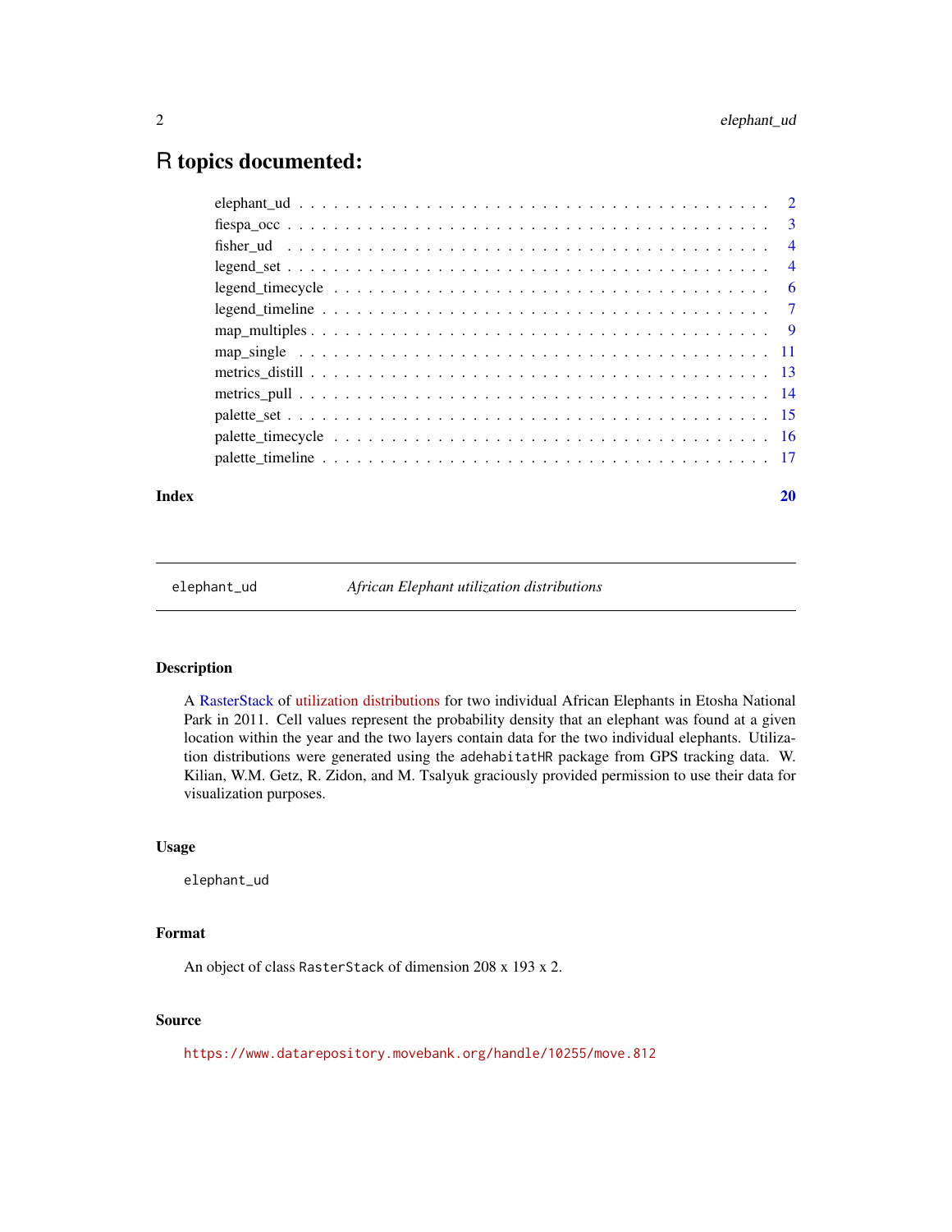# R topics documented:

elephant_ud . . . . . . . . . . . . . . . . . . . . . . . . . . . . . . . . . . . . . . . 2
fiespa_occ . . . . . . . . . . . . . . . . . . . . . . . . . . . . . . . . . . . . . . . . 3
fisher_ud . . . . . . . . . . . . . . . . . . . . . . . . . . . . . . . . . . . . . . . . . 4
legend_set . . . . . . . . . . . . . . . . . . . . . . . . . . . . . . . . . . . . . . . . 4
legend_timecycle . . . . . . . . . . . . . . . . . . . . . . . . . . . . . . . . . . . . . 6
legend_timeline . . . . . . . . . . . . . . . . . . . . . . . . . . . . . . . . . . . . . . 7
map_multiples . . . . . . . . . . . . . . . . . . . . . . . . . . . . . . . . . . . . . . . 9
map_single . . . . . . . . . . . . . . . . . . . . . . . . . . . . . . . . . . . . . . . . 11
metrics_distill . . . . . . . . . . . . . . . . . . . . . . . . . . . . . . . . . . . . . . 13
metrics_pull . . . . . . . . . . . . . . . . . . . . . . . . . . . . . . . . . . . . . . . 14
palette_set . . . . . . . . . . . . . . . . . . . . . . . . . . . . . . . . . . . . . . . 15
palette_timecycle . . . . . . . . . . . . . . . . . . . . . . . . . . . . . . . . . . . . . 16
palette_timeline . . . . . . . . . . . . . . . . . . . . . . . . . . . . . . . . . . . . . 17

**Index** **20**

---

`elephant_ud` *African Elephant utilization distributions*

---

## Description

A RasterStack of utilization distributions for two individual African Elephants in Etosha National Park in 2011. Cell values represent the probability density that an elephant was found at a given location within the year and the two layers contain data for the two individual elephants. Utilization distributions were generated using the `adehabitatHR` package from GPS tracking data. W. Kilian, W.M. Getz, R. Zidon, and M. Tsalyuk graciously provided permission to use their data for visualization purposes.

## Usage

```
elephant_ud
```

## Format

An object of class `RasterStack` of dimension 208 x 193 x 2.

## Source

https://www.datarepository.movebank.org/handle/10255/move.812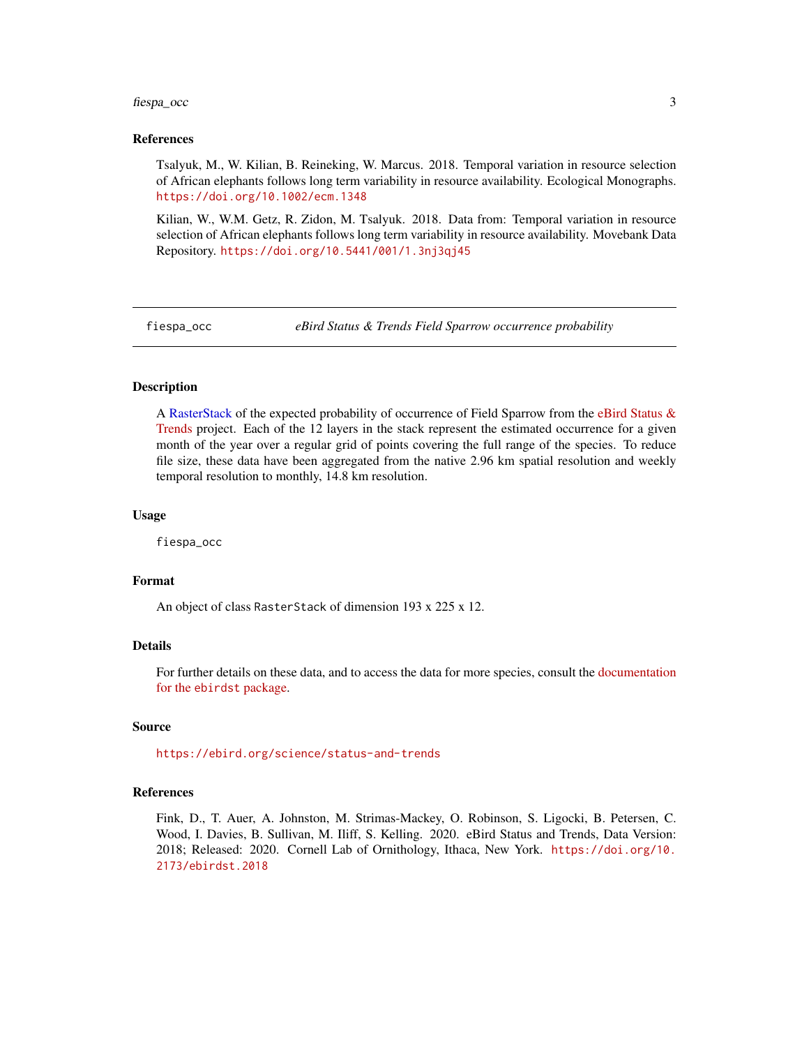### References

Tsalyuk, M., W. Kilian, B. Reineking, W. Marcus. 2018. Temporal variation in resource selection of African elephants follows long term variability in resource availability. Ecological Monographs. https://doi.org/10.1002/ecm.1348

Kilian, W., W.M. Getz, R. Zidon, M. Tsalyuk. 2018. Data from: Temporal variation in resource selection of African elephants follows long term variability in resource availability. Movebank Data Repository. https://doi.org/10.5441/001/1.3nj3qj45

---

## fiespa_occ — *eBird Status & Trends Field Sparrow occurrence probability*

---

### Description

A RasterStack of the expected probability of occurrence of Field Sparrow from the eBird Status & Trends project. Each of the 12 layers in the stack represent the estimated occurrence for a given month of the year over a regular grid of points covering the full range of the species. To reduce file size, these data have been aggregated from the native 2.96 km spatial resolution and weekly temporal resolution to monthly, 14.8 km resolution.

### Usage

```
fiespa_occ
```

### Format

An object of class `RasterStack` of dimension 193 x 225 x 12.

### Details

For further details on these data, and to access the data for more species, consult the documentation for the `ebirdst` package.

### Source

https://ebird.org/science/status-and-trends

### References

Fink, D., T. Auer, A. Johnston, M. Strimas-Mackey, O. Robinson, S. Ligocki, B. Petersen, C. Wood, I. Davies, B. Sullivan, M. Iliff, S. Kelling. 2020. eBird Status and Trends, Data Version: 2018; Released: 2020. Cornell Lab of Ornithology, Ithaca, New York. https://doi.org/10.2173/ebirdst.2018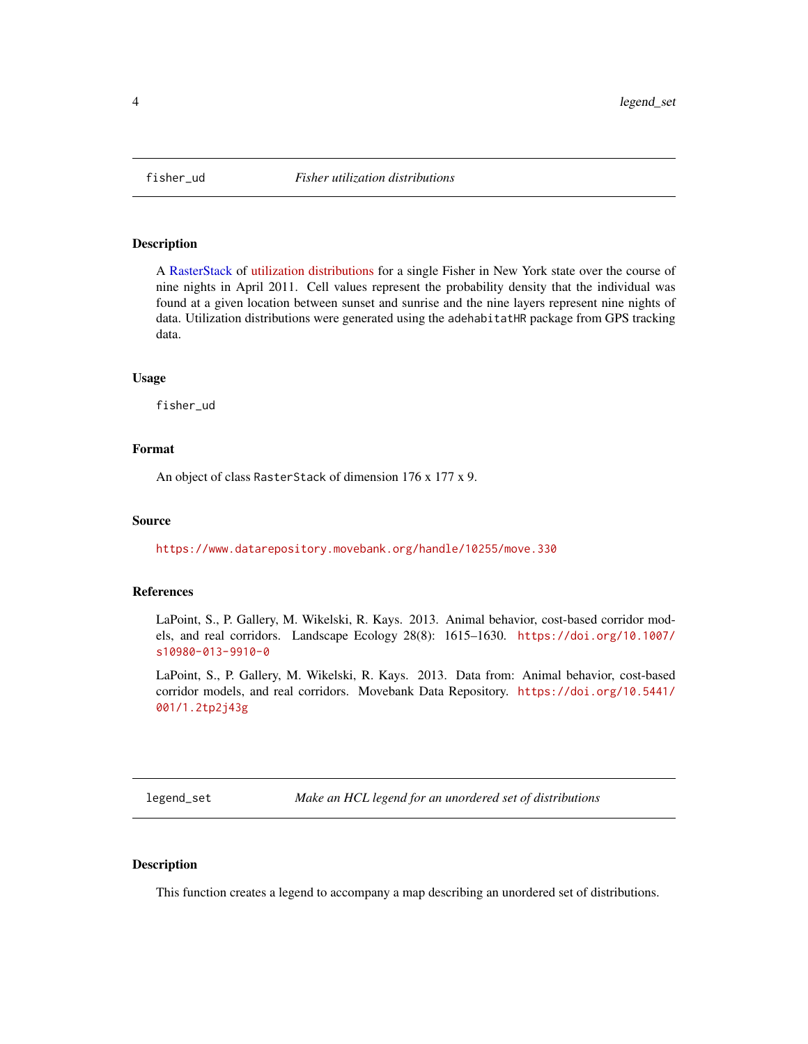## fisher_ud — *Fisher utilization distributions*

### Description

A RasterStack of utilization distributions for a single Fisher in New York state over the course of nine nights in April 2011. Cell values represent the probability density that the individual was found at a given location between sunset and sunrise and the nine layers represent nine nights of data. Utilization distributions were generated using the `adehabitatHR` package from GPS tracking data.

### Usage

```
fisher_ud
```

### Format

An object of class `RasterStack` of dimension 176 x 177 x 9.

### Source

https://www.datarepository.movebank.org/handle/10255/move.330

### References

LaPoint, S., P. Gallery, M. Wikelski, R. Kays. 2013. Animal behavior, cost-based corridor models, and real corridors. Landscape Ecology 28(8): 1615–1630. https://doi.org/10.1007/s10980-013-9910-0

LaPoint, S., P. Gallery, M. Wikelski, R. Kays. 2013. Data from: Animal behavior, cost-based corridor models, and real corridors. Movebank Data Repository. https://doi.org/10.5441/001/1.2tp2j43g

## legend_set — *Make an HCL legend for an unordered set of distributions*

### Description

This function creates a legend to accompany a map describing an unordered set of distributions.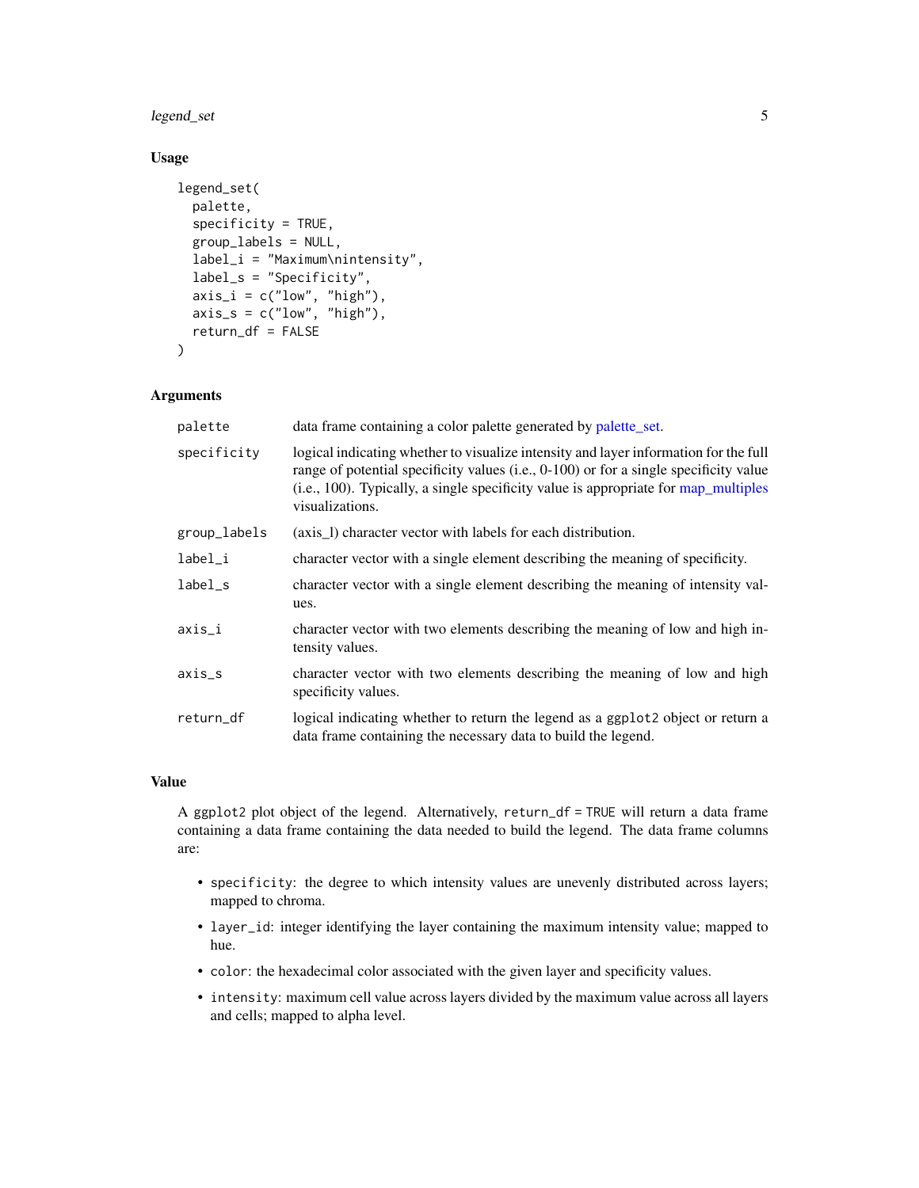### Usage

```
legend_set(
  palette,
  specificity = TRUE,
  group_labels = NULL,
  label_i = "Maximum\nintensity",
  label_s = "Specificity",
  axis_i = c("low", "high"),
  axis_s = c("low", "high"),
  return_df = FALSE
)
```

### Arguments

| | |
|---|---|
| `palette` | data frame containing a color palette generated by palette_set. |
| `specificity` | logical indicating whether to visualize intensity and layer information for the full range of potential specificity values (i.e., 0-100) or for a single specificity value (i.e., 100). Typically, a single specificity value is appropriate for map_multiples visualizations. |
| `group_labels` | (axis_l) character vector with labels for each distribution. |
| `label_i` | character vector with a single element describing the meaning of specificity. |
| `label_s` | character vector with a single element describing the meaning of intensity values. |
| `axis_i` | character vector with two elements describing the meaning of low and high intensity values. |
| `axis_s` | character vector with two elements describing the meaning of low and high specificity values. |
| `return_df` | logical indicating whether to return the legend as a `ggplot2` object or return a data frame containing the necessary data to build the legend. |

### Value

A `ggplot2` plot object of the legend. Alternatively, `return_df = TRUE` will return a data frame containing a data frame containing the data needed to build the legend. The data frame columns are:

- `specificity`: the degree to which intensity values are unevenly distributed across layers; mapped to chroma.
- `layer_id`: integer identifying the layer containing the maximum intensity value; mapped to hue.
- `color`: the hexadecimal color associated with the given layer and specificity values.
- `intensity`: maximum cell value across layers divided by the maximum value across all layers and cells; mapped to alpha level.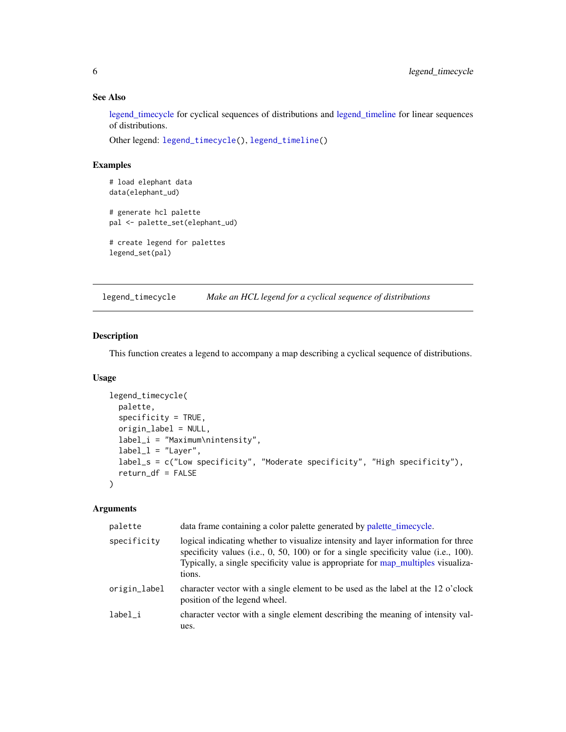### See Also

legend_timecycle for cyclical sequences of distributions and legend_timeline for linear sequences of distributions.

Other legend: `legend_timecycle()`, `legend_timeline()`

### Examples

```
# load elephant data
data(elephant_ud)

# generate hcl palette
pal <- palette_set(elephant_ud)

# create legend for palettes
legend_set(pal)
```

---

## legend_timecycle    *Make an HCL legend for a cyclical sequence of distributions*

---

### Description

This function creates a legend to accompany a map describing a cyclical sequence of distributions.

### Usage

```
legend_timecycle(
  palette,
  specificity = TRUE,
  origin_label = NULL,
  label_i = "Maximum\nintensity",
  label_l = "Layer",
  label_s = c("Low specificity", "Moderate specificity", "High specificity"),
  return_df = FALSE
)
```

### Arguments

| | |
|---|---|
| `palette` | data frame containing a color palette generated by palette_timecycle. |
| `specificity` | logical indicating whether to visualize intensity and layer information for three specificity values (i.e., 0, 50, 100) or for a single specificity value (i.e., 100). Typically, a single specificity value is appropriate for map_multiples visualizations. |
| `origin_label` | character vector with a single element to be used as the label at the 12 o'clock position of the legend wheel. |
| `label_i` | character vector with a single element describing the meaning of intensity values. |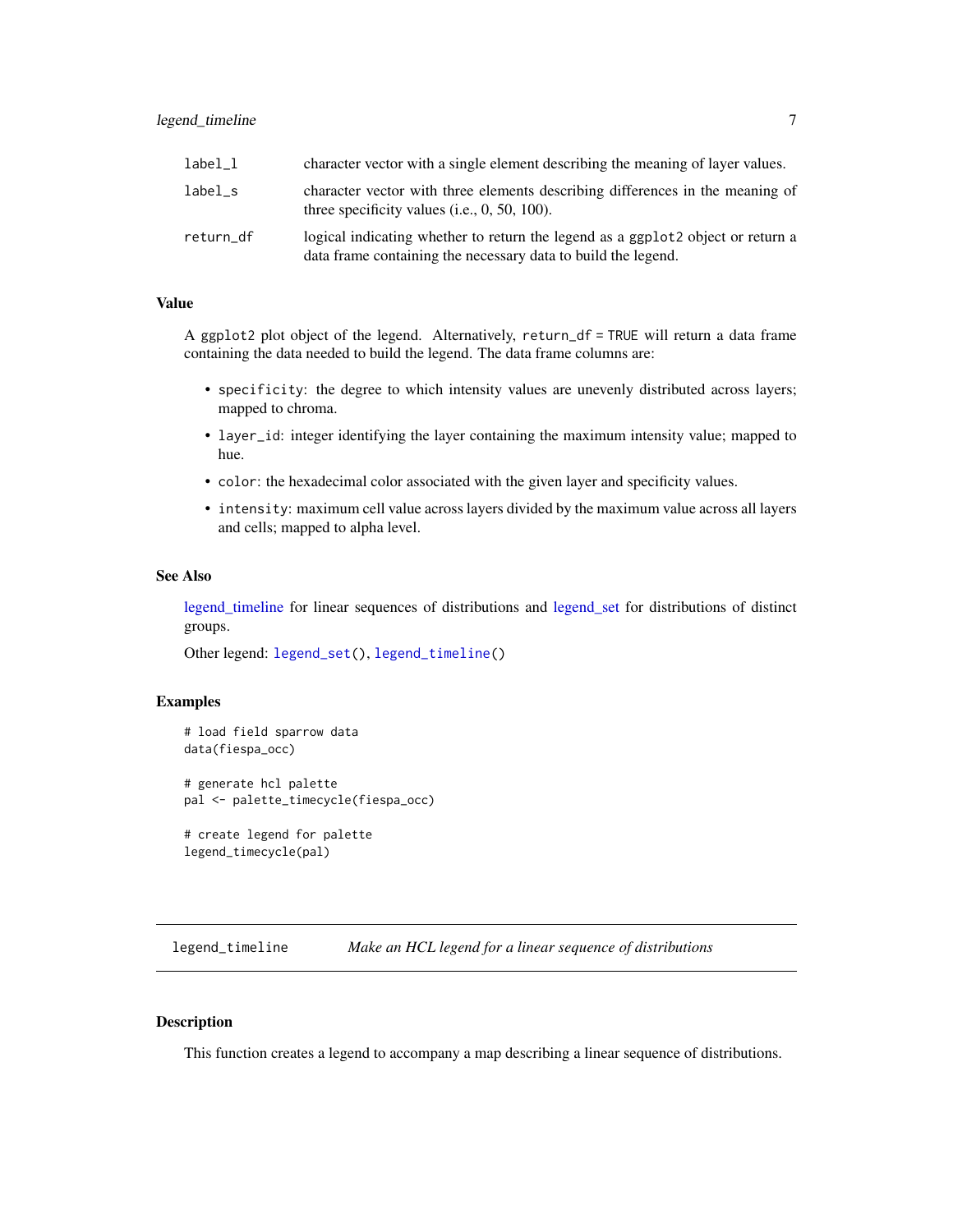| | |
|---|---|
| `label_l` | character vector with a single element describing the meaning of layer values. |
| `label_s` | character vector with three elements describing differences in the meaning of three specificity values (i.e., 0, 50, 100). |
| `return_df` | logical indicating whether to return the legend as a `ggplot2` object or return a data frame containing the necessary data to build the legend. |

## Value

A `ggplot2` plot object of the legend. Alternatively, `return_df = TRUE` will return a data frame containing the data needed to build the legend. The data frame columns are:

- `specificity`: the degree to which intensity values are unevenly distributed across layers; mapped to chroma.
- `layer_id`: integer identifying the layer containing the maximum intensity value; mapped to hue.
- `color`: the hexadecimal color associated with the given layer and specificity values.
- `intensity`: maximum cell value across layers divided by the maximum value across all layers and cells; mapped to alpha level.

## See Also

legend_timeline for linear sequences of distributions and legend_set for distributions of distinct groups.

Other legend: `legend_set()`, `legend_timeline()`

## Examples

```
# load field sparrow data
data(fiespa_occ)

# generate hcl palette
pal <- palette_timecycle(fiespa_occ)

# create legend for palette
legend_timecycle(pal)
```

---

# `legend_timeline` *Make an HCL legend for a linear sequence of distributions*

## Description

This function creates a legend to accompany a map describing a linear sequence of distributions.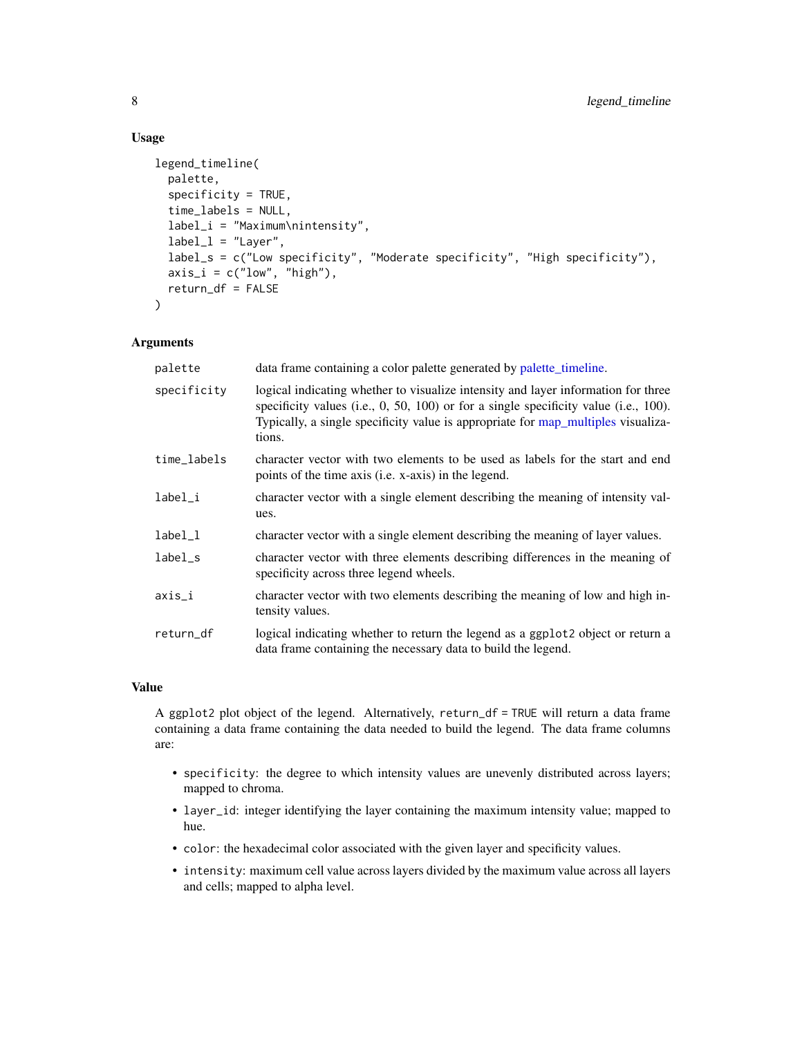## Usage

```
legend_timeline(
  palette,
  specificity = TRUE,
  time_labels = NULL,
  label_i = "Maximum\nintensity",
  label_l = "Layer",
  label_s = c("Low specificity", "Moderate specificity", "High specificity"),
  axis_i = c("low", "high"),
  return_df = FALSE
)
```

## Arguments

| | |
|---|---|
| `palette` | data frame containing a color palette generated by palette_timeline. |
| `specificity` | logical indicating whether to visualize intensity and layer information for three specificity values (i.e., 0, 50, 100) or for a single specificity value (i.e., 100). Typically, a single specificity value is appropriate for map_multiples visualizations. |
| `time_labels` | character vector with two elements to be used as labels for the start and end points of the time axis (i.e. x-axis) in the legend. |
| `label_i` | character vector with a single element describing the meaning of intensity values. |
| `label_l` | character vector with a single element describing the meaning of layer values. |
| `label_s` | character vector with three elements describing differences in the meaning of specificity across three legend wheels. |
| `axis_i` | character vector with two elements describing the meaning of low and high intensity values. |
| `return_df` | logical indicating whether to return the legend as a ggplot2 object or return a data frame containing the necessary data to build the legend. |

## Value

A `ggplot2` plot object of the legend. Alternatively, `return_df = TRUE` will return a data frame containing a data frame containing the data needed to build the legend. The data frame columns are:

- `specificity`: the degree to which intensity values are unevenly distributed across layers; mapped to chroma.
- `layer_id`: integer identifying the layer containing the maximum intensity value; mapped to hue.
- `color`: the hexadecimal color associated with the given layer and specificity values.
- `intensity`: maximum cell value across layers divided by the maximum value across all layers and cells; mapped to alpha level.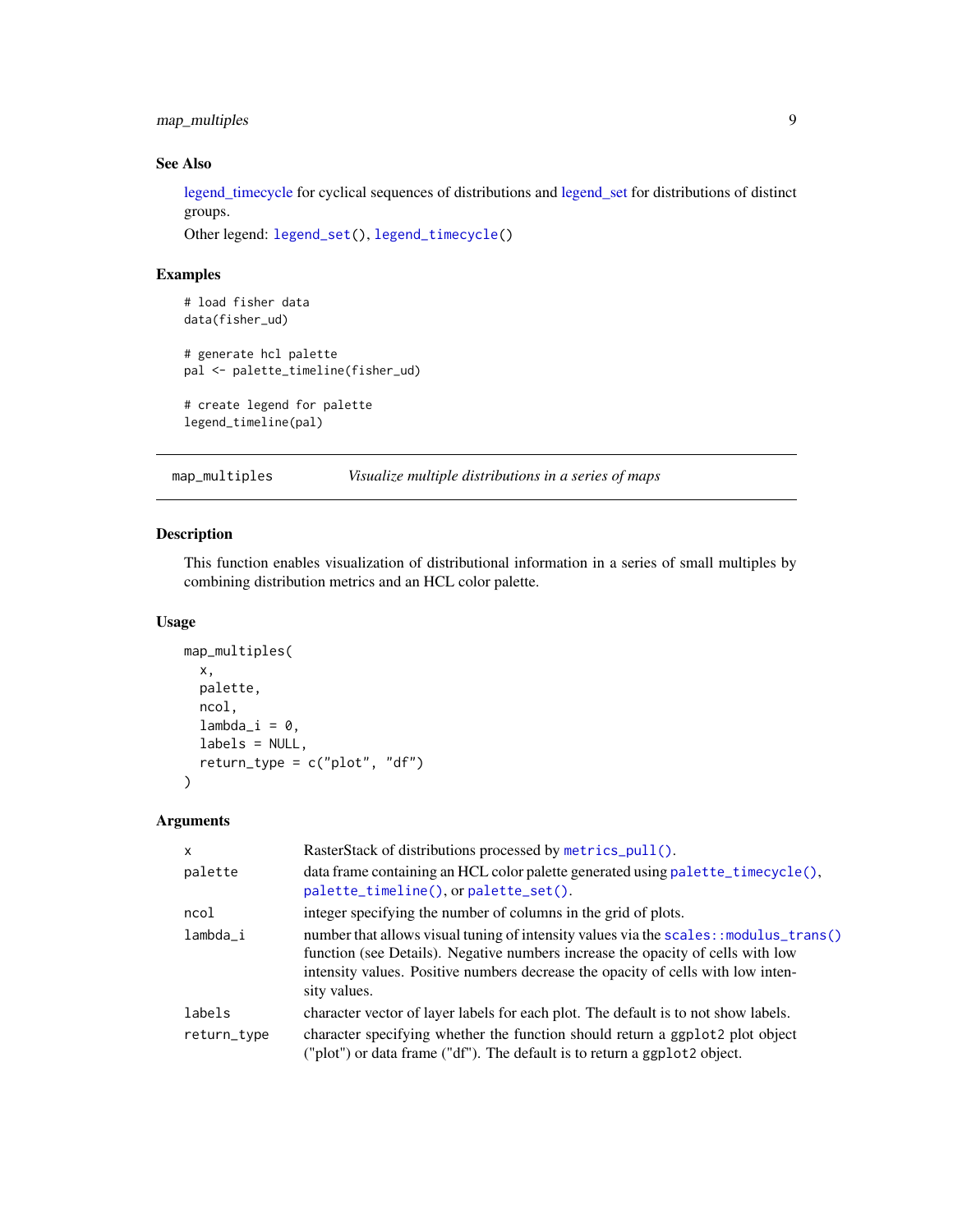### See Also

legend_timecycle for cyclical sequences of distributions and legend_set for distributions of distinct groups.

Other legend: `legend_set()`, `legend_timecycle()`

### Examples

```
# load fisher data
data(fisher_ud)

# generate hcl palette
pal <- palette_timeline(fisher_ud)

# create legend for palette
legend_timeline(pal)
```

---

## map_multiples    *Visualize multiple distributions in a series of maps*

---

### Description

This function enables visualization of distributional information in a series of small multiples by combining distribution metrics and an HCL color palette.

### Usage

```
map_multiples(
  x,
  palette,
  ncol,
  lambda_i = 0,
  labels = NULL,
  return_type = c("plot", "df")
)
```

### Arguments

| | |
|---|---|
| `x` | RasterStack of distributions processed by `metrics_pull()`. |
| `palette` | data frame containing an HCL color palette generated using `palette_timecycle()`, `palette_timeline()`, or `palette_set()`. |
| `ncol` | integer specifying the number of columns in the grid of plots. |
| `lambda_i` | number that allows visual tuning of intensity values via the `scales::modulus_trans()` function (see Details). Negative numbers increase the opacity of cells with low intensity values. Positive numbers decrease the opacity of cells with low intensity values. |
| `labels` | character vector of layer labels for each plot. The default is to not show labels. |
| `return_type` | character specifying whether the function should return a `ggplot2` plot object ("plot") or data frame ("df"). The default is to return a `ggplot2` object. |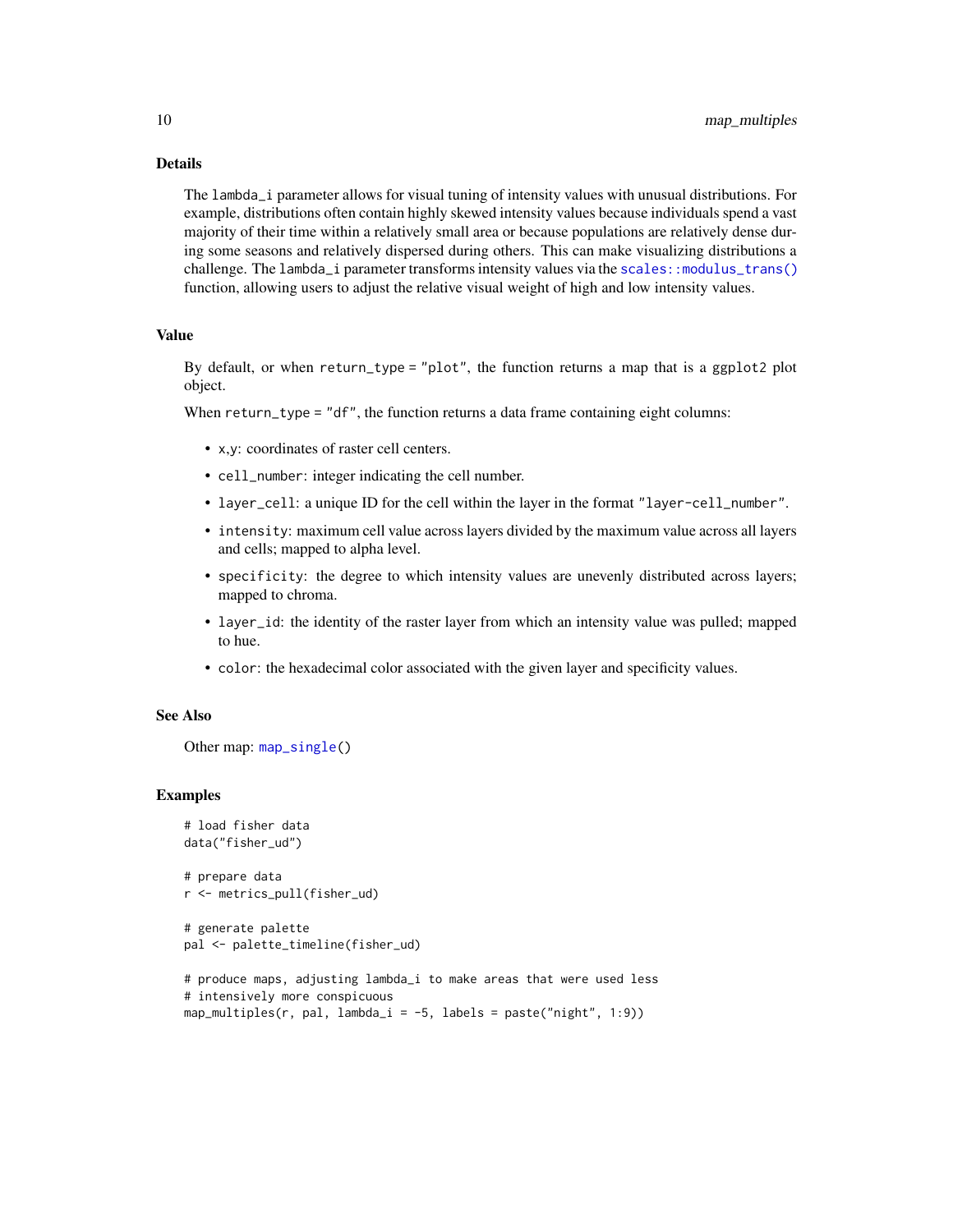### Details

The `lambda_i` parameter allows for visual tuning of intensity values with unusual distributions. For example, distributions often contain highly skewed intensity values because individuals spend a vast majority of their time within a relatively small area or because populations are relatively dense during some seasons and relatively dispersed during others. This can make visualizing distributions a challenge. The `lambda_i` parameter transforms intensity values via the `scales::modulus_trans()` function, allowing users to adjust the relative visual weight of high and low intensity values.

### Value

By default, or when `return_type = "plot"`, the function returns a map that is a `ggplot2` plot object.

When `return_type = "df"`, the function returns a data frame containing eight columns:

- `x`,`y`: coordinates of raster cell centers.
- `cell_number`: integer indicating the cell number.
- `layer_cell`: a unique ID for the cell within the layer in the format `"layer-cell_number"`.
- `intensity`: maximum cell value across layers divided by the maximum value across all layers and cells; mapped to alpha level.
- `specificity`: the degree to which intensity values are unevenly distributed across layers; mapped to chroma.
- `layer_id`: the identity of the raster layer from which an intensity value was pulled; mapped to hue.
- `color`: the hexadecimal color associated with the given layer and specificity values.

### See Also

Other map: `map_single()`

### Examples

```
# load fisher data
data("fisher_ud")

# prepare data
r <- metrics_pull(fisher_ud)

# generate palette
pal <- palette_timeline(fisher_ud)

# produce maps, adjusting lambda_i to make areas that were used less
# intensively more conspicuous
map_multiples(r, pal, lambda_i = -5, labels = paste("night", 1:9))
```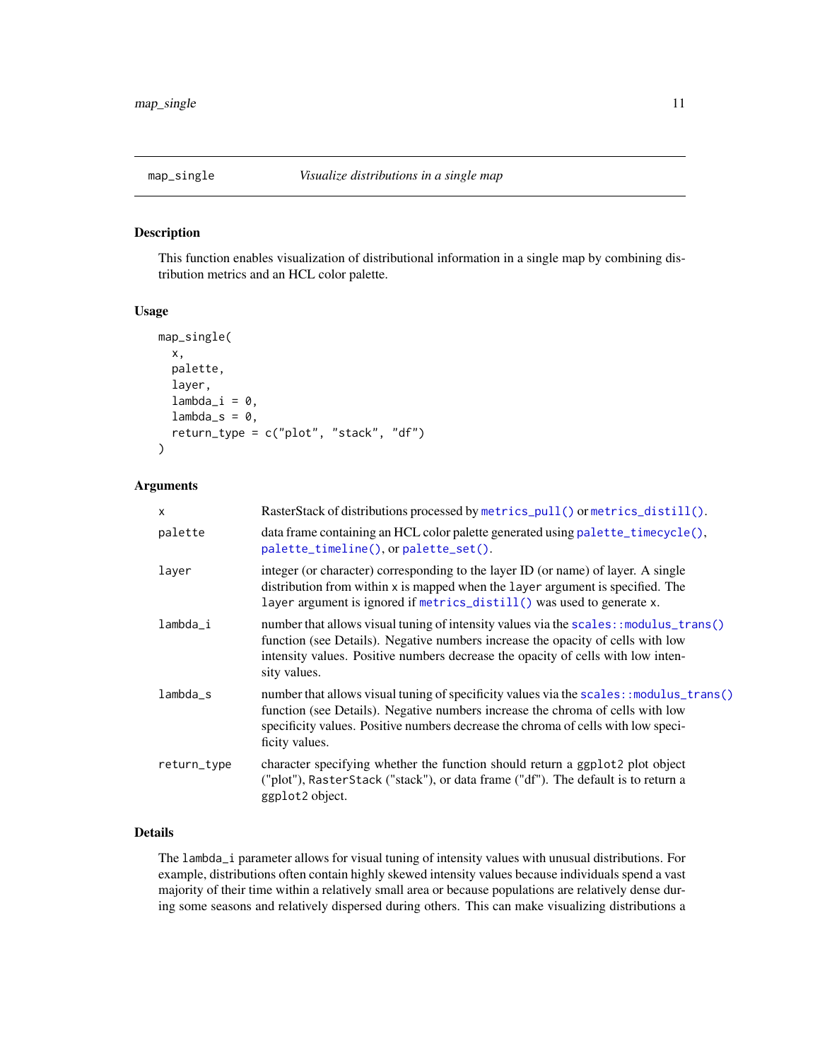map_single *Visualize distributions in a single map*

## Description

This function enables visualization of distributional information in a single map by combining distribution metrics and an HCL color palette.

## Usage

```
map_single(
  x,
  palette,
  layer,
  lambda_i = 0,
  lambda_s = 0,
  return_type = c("plot", "stack", "df")
)
```

## Arguments

| | |
|---|---|
| `x` | RasterStack of distributions processed by `metrics_pull()` or `metrics_distill()`. |
| `palette` | data frame containing an HCL color palette generated using `palette_timecycle()`, `palette_timeline()`, or `palette_set()`. |
| `layer` | integer (or character) corresponding to the layer ID (or name) of layer. A single distribution from within `x` is mapped when the `layer` argument is specified. The `layer` argument is ignored if `metrics_distill()` was used to generate `x`. |
| `lambda_i` | number that allows visual tuning of intensity values via the `scales::modulus_trans()` function (see Details). Negative numbers increase the opacity of cells with low intensity values. Positive numbers decrease the opacity of cells with low intensity values. |
| `lambda_s` | number that allows visual tuning of specificity values via the `scales::modulus_trans()` function (see Details). Negative numbers increase the chroma of cells with low specificity values. Positive numbers decrease the chroma of cells with low specificity values. |
| `return_type` | character specifying whether the function should return a `ggplot2` plot object ("plot"), `RasterStack` ("stack"), or data frame ("df"). The default is to return a `ggplot2` object. |

## Details

The `lambda_i` parameter allows for visual tuning of intensity values with unusual distributions. For example, distributions often contain highly skewed intensity values because individuals spend a vast majority of their time within a relatively small area or because populations are relatively dense during some seasons and relatively dispersed during others. This can make visualizing distributions a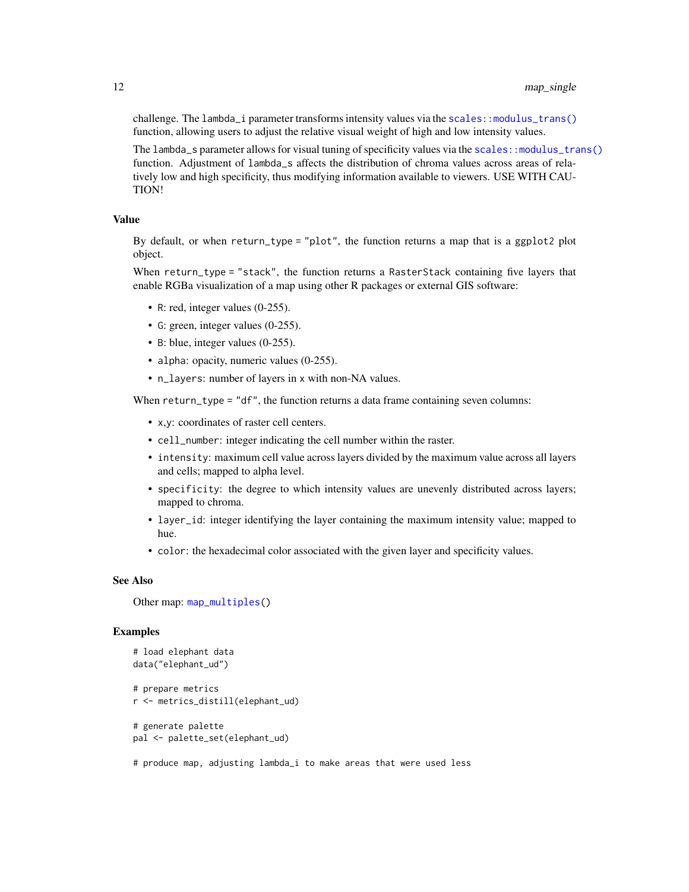challenge. The `lambda_i` parameter transforms intensity values via the `scales::modulus_trans()` function, allowing users to adjust the relative visual weight of high and low intensity values.

The `lambda_s` parameter allows for visual tuning of specificity values via the `scales::modulus_trans()` function. Adjustment of `lambda_s` affects the distribution of chroma values across areas of relatively low and high specificity, thus modifying information available to viewers. USE WITH CAUTION!

### Value

By default, or when `return_type = "plot"`, the function returns a map that is a ggplot2 plot object.

When `return_type = "stack"`, the function returns a `RasterStack` containing five layers that enable RGBa visualization of a map using other R packages or external GIS software:

- `R`: red, integer values (0-255).
- `G`: green, integer values (0-255).
- `B`: blue, integer values (0-255).
- `alpha`: opacity, numeric values (0-255).
- `n_layers`: number of layers in `x` with non-NA values.

When `return_type = "df"`, the function returns a data frame containing seven columns:

- `x`,`y`: coordinates of raster cell centers.
- `cell_number`: integer indicating the cell number within the raster.
- `intensity`: maximum cell value across layers divided by the maximum value across all layers and cells; mapped to alpha level.
- `specificity`: the degree to which intensity values are unevenly distributed across layers; mapped to chroma.
- `layer_id`: integer identifying the layer containing the maximum intensity value; mapped to hue.
- `color`: the hexadecimal color associated with the given layer and specificity values.

### See Also

Other map: `map_multiples()`

### Examples

```
# load elephant data
data("elephant_ud")

# prepare metrics
r <- metrics_distill(elephant_ud)

# generate palette
pal <- palette_set(elephant_ud)

# produce map, adjusting lambda_i to make areas that were used less
```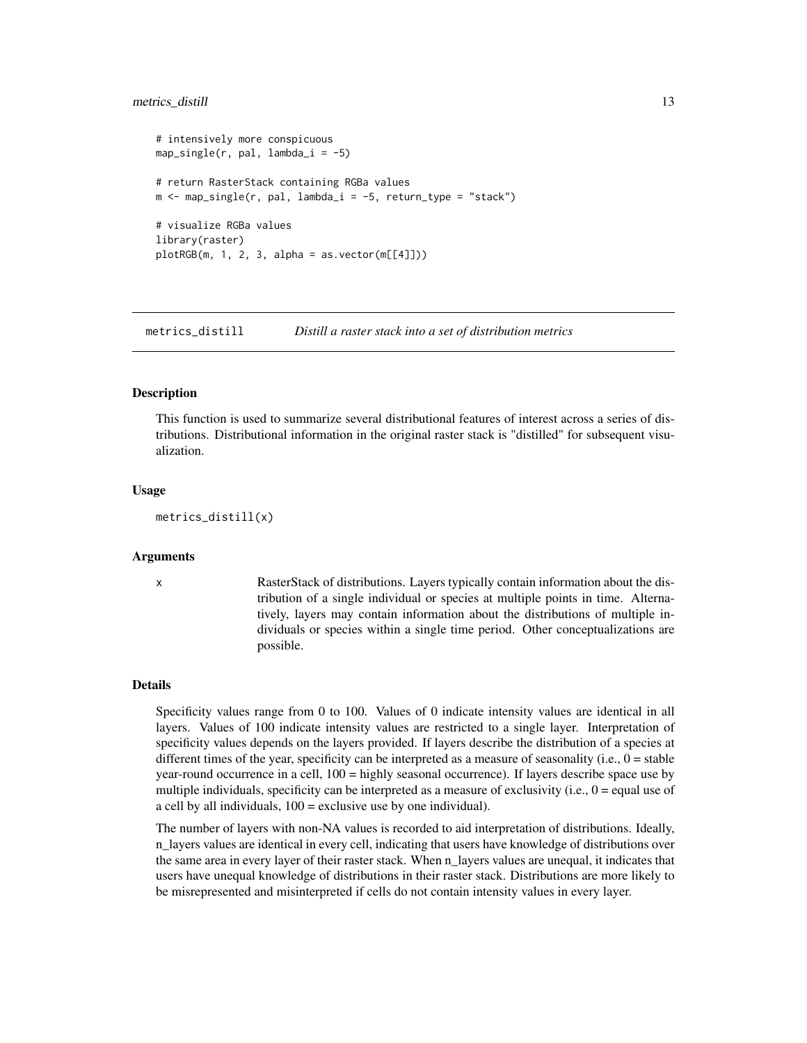```
# intensively more conspicuous
map_single(r, pal, lambda_i = -5)

# return RasterStack containing RGBa values
m <- map_single(r, pal, lambda_i = -5, return_type = "stack")

# visualize RGBa values
library(raster)
plotRGB(m, 1, 2, 3, alpha = as.vector(m[[4]]))
```

## metrics_distill    *Distill a raster stack into a set of distribution metrics*

### Description

This function is used to summarize several distributional features of interest across a series of distributions. Distributional information in the original raster stack is "distilled" for subsequent visualization.

### Usage

```
metrics_distill(x)
```

### Arguments

| | |
|---|---|
| x | RasterStack of distributions. Layers typically contain information about the distribution of a single individual or species at multiple points in time. Alternatively, layers may contain information about the distributions of multiple individuals or species within a single time period. Other conceptualizations are possible. |

### Details

Specificity values range from 0 to 100. Values of 0 indicate intensity values are identical in all layers. Values of 100 indicate intensity values are restricted to a single layer. Interpretation of specificity values depends on the layers provided. If layers describe the distribution of a species at different times of the year, specificity can be interpreted as a measure of seasonality (i.e., 0 = stable year-round occurrence in a cell, 100 = highly seasonal occurrence). If layers describe space use by multiple individuals, specificity can be interpreted as a measure of exclusivity (i.e., 0 = equal use of a cell by all individuals, 100 = exclusive use by one individual).

The number of layers with non-NA values is recorded to aid interpretation of distributions. Ideally, n_layers values are identical in every cell, indicating that users have knowledge of distributions over the same area in every layer of their raster stack. When n_layers values are unequal, it indicates that users have unequal knowledge of distributions in their raster stack. Distributions are more likely to be misrepresented and misinterpreted if cells do not contain intensity values in every layer.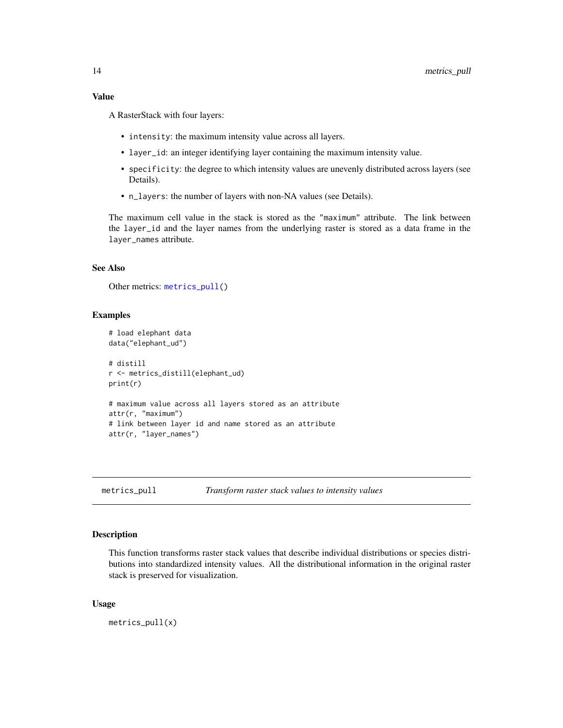### Value

A RasterStack with four layers:

- `intensity`: the maximum intensity value across all layers.
- `layer_id`: an integer identifying layer containing the maximum intensity value.
- `specificity`: the degree to which intensity values are unevenly distributed across layers (see Details).
- `n_layers`: the number of layers with non-NA values (see Details).

The maximum cell value in the stack is stored as the `"maximum"` attribute. The link between the `layer_id` and the layer names from the underlying raster is stored as a data frame in the `layer_names` attribute.

### See Also

Other metrics: `metrics_pull()`

### Examples

```
# load elephant data
data("elephant_ud")

# distill
r <- metrics_distill(elephant_ud)
print(r)

# maximum value across all layers stored as an attribute
attr(r, "maximum")
# link between layer id and name stored as an attribute
attr(r, "layer_names")
```

---

## metrics_pull — *Transform raster stack values to intensity values*

### Description

This function transforms raster stack values that describe individual distributions or species distributions into standardized intensity values. All the distributional information in the original raster stack is preserved for visualization.

### Usage

```
metrics_pull(x)
```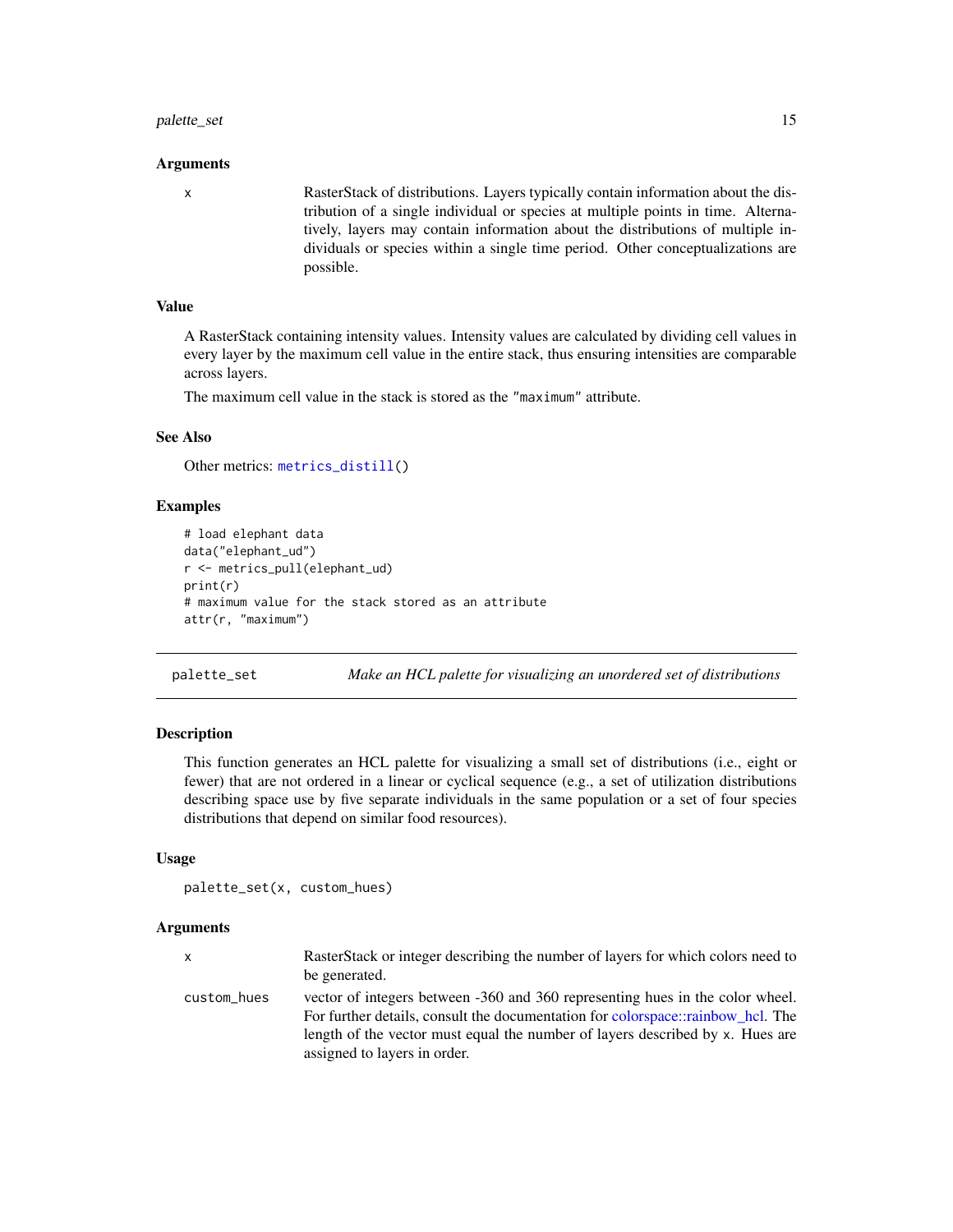### Arguments

x — RasterStack of distributions. Layers typically contain information about the distribution of a single individual or species at multiple points in time. Alternatively, layers may contain information about the distributions of multiple individuals or species within a single time period. Other conceptualizations are possible.

### Value

A RasterStack containing intensity values. Intensity values are calculated by dividing cell values in every layer by the maximum cell value in the entire stack, thus ensuring intensities are comparable across layers.

The maximum cell value in the stack is stored as the `"maximum"` attribute.

### See Also

Other metrics: `metrics_distill()`

### Examples

```
# load elephant data
data("elephant_ud")
r <- metrics_pull(elephant_ud)
print(r)
# maximum value for the stack stored as an attribute
attr(r, "maximum")
```

---

## palette_set — *Make an HCL palette for visualizing an unordered set of distributions*

### Description

This function generates an HCL palette for visualizing a small set of distributions (i.e., eight or fewer) that are not ordered in a linear or cyclical sequence (e.g., a set of utilization distributions describing space use by five separate individuals in the same population or a set of four species distributions that depend on similar food resources).

### Usage

```
palette_set(x, custom_hues)
```

### Arguments

x — RasterStack or integer describing the number of layers for which colors need to be generated.

custom_hues — vector of integers between -360 and 360 representing hues in the color wheel. For further details, consult the documentation for colorspace::rainbow_hcl. The length of the vector must equal the number of layers described by `x`. Hues are assigned to layers in order.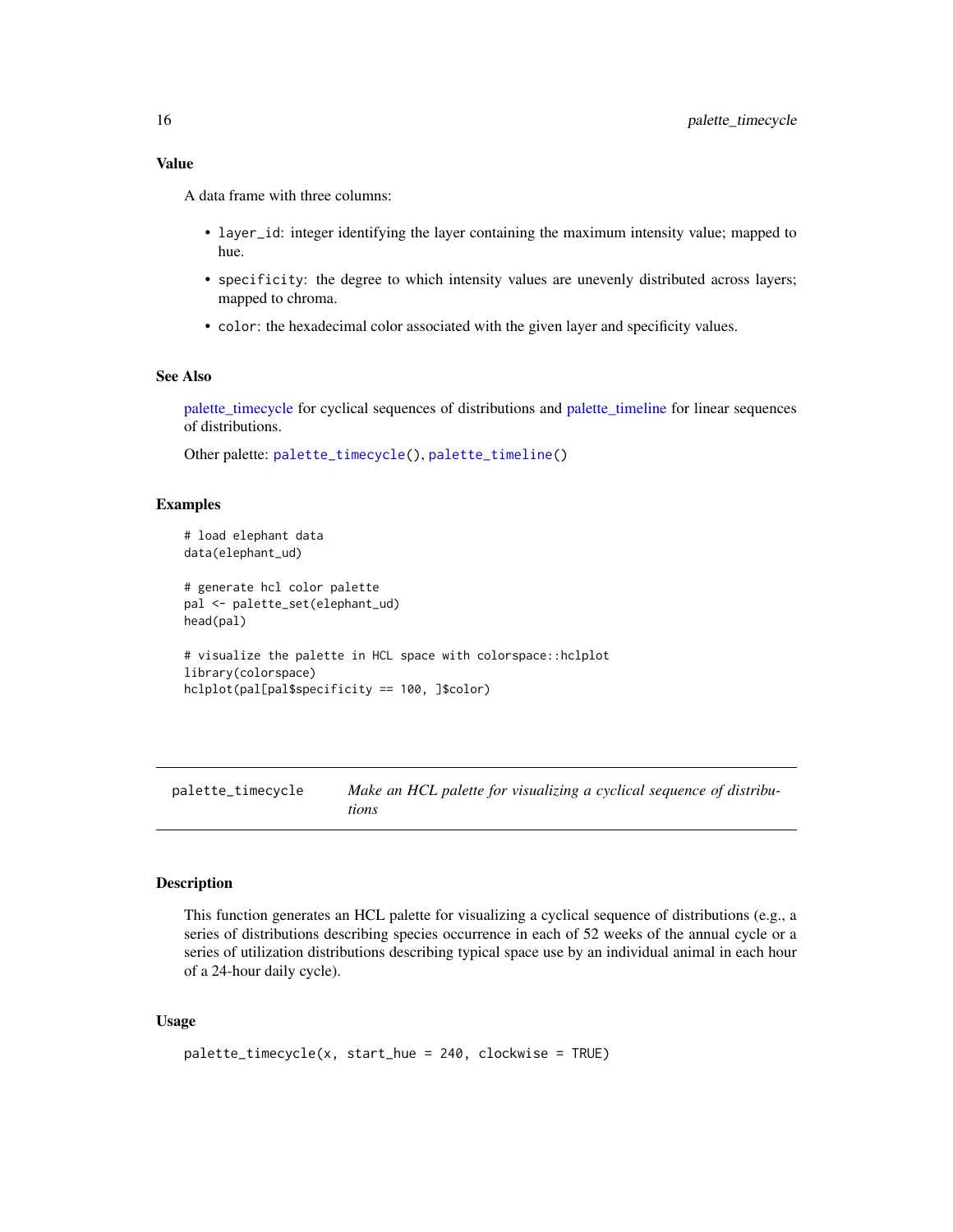### Value

A data frame with three columns:

- `layer_id`: integer identifying the layer containing the maximum intensity value; mapped to hue.
- `specificity`: the degree to which intensity values are unevenly distributed across layers; mapped to chroma.
- `color`: the hexadecimal color associated with the given layer and specificity values.

### See Also

palette_timecycle for cyclical sequences of distributions and palette_timeline for linear sequences of distributions.

Other palette: `palette_timecycle()`, `palette_timeline()`

### Examples

```
# load elephant data
data(elephant_ud)

# generate hcl color palette
pal <- palette_set(elephant_ud)
head(pal)

# visualize the palette in HCL space with colorspace::hclplot
library(colorspace)
hclplot(pal[pal$specificity == 100, ]$color)
```

---

## palette_timecycle — *Make an HCL palette for visualizing a cyclical sequence of distributions*

---

### Description

This function generates an HCL palette for visualizing a cyclical sequence of distributions (e.g., a series of distributions describing species occurrence in each of 52 weeks of the annual cycle or a series of utilization distributions describing typical space use by an individual animal in each hour of a 24-hour daily cycle).

### Usage

```
palette_timecycle(x, start_hue = 240, clockwise = TRUE)
```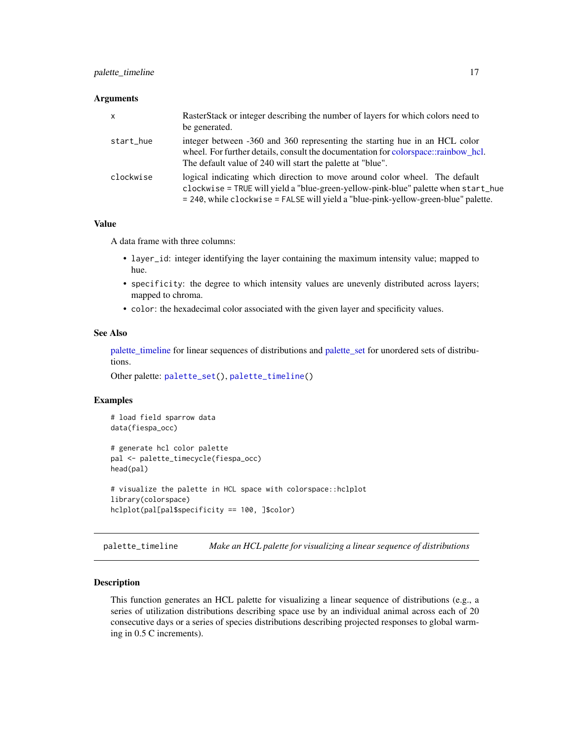### Arguments

| | |
|---|---|
| `x` | RasterStack or integer describing the number of layers for which colors need to be generated. |
| `start_hue` | integer between -360 and 360 representing the starting hue in an HCL color wheel. For further details, consult the documentation for colorspace::rainbow_hcl. The default value of 240 will start the palette at "blue". |
| `clockwise` | logical indicating which direction to move around color wheel. The default `clockwise = TRUE` will yield a "blue-green-yellow-pink-blue" palette when `start_hue = 240`, while `clockwise = FALSE` will yield a "blue-pink-yellow-green-blue" palette. |

### Value

A data frame with three columns:

- `layer_id`: integer identifying the layer containing the maximum intensity value; mapped to hue.
- `specificity`: the degree to which intensity values are unevenly distributed across layers; mapped to chroma.
- `color`: the hexadecimal color associated with the given layer and specificity values.

### See Also

palette_timeline for linear sequences of distributions and palette_set for unordered sets of distributions.

Other palette: `palette_set()`, `palette_timeline()`

### Examples

```
# load field sparrow data
data(fiespa_occ)

# generate hcl color palette
pal <- palette_timecycle(fiespa_occ)
head(pal)

# visualize the palette in HCL space with colorspace::hclplot
library(colorspace)
hclplot(pal[pal$specificity == 100, ]$color)
```

---

## palette_timeline *Make an HCL palette for visualizing a linear sequence of distributions*

### Description

This function generates an HCL palette for visualizing a linear sequence of distributions (e.g., a series of utilization distributions describing space use by an individual animal across each of 20 consecutive days or a series of species distributions describing projected responses to global warming in 0.5 C increments).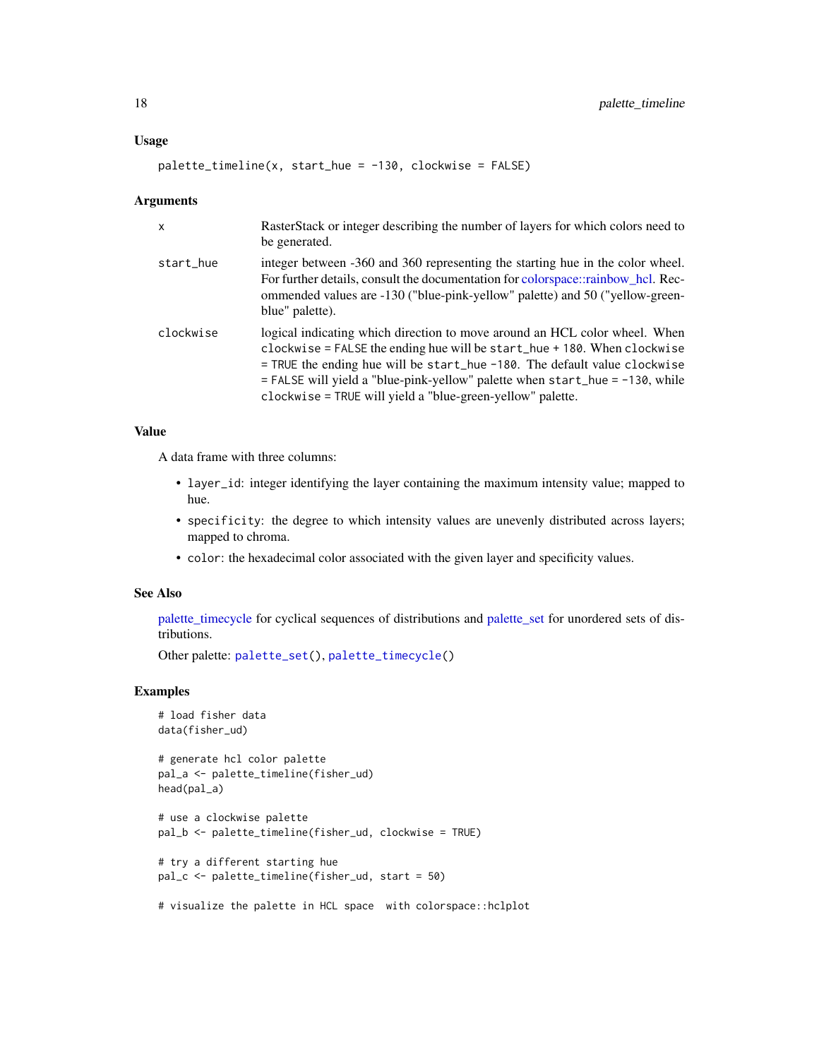### Usage

```
palette_timeline(x, start_hue = -130, clockwise = FALSE)
```

### Arguments

| | |
|---|---|
| `x` | RasterStack or integer describing the number of layers for which colors need to be generated. |
| `start_hue` | integer between -360 and 360 representing the starting hue in the color wheel. For further details, consult the documentation for colorspace::rainbow_hcl. Recommended values are -130 ("blue-pink-yellow" palette) and 50 ("yellow-green-blue" palette). |
| `clockwise` | logical indicating which direction to move around an HCL color wheel. When `clockwise = FALSE` the ending hue will be `start_hue + 180`. When `clockwise = TRUE` the ending hue will be `start_hue -180`. The default value `clockwise = FALSE` will yield a "blue-pink-yellow" palette when `start_hue = -130`, while `clockwise = TRUE` will yield a "blue-green-yellow" palette. |

### Value

A data frame with three columns:

- `layer_id`: integer identifying the layer containing the maximum intensity value; mapped to hue.
- `specificity`: the degree to which intensity values are unevenly distributed across layers; mapped to chroma.
- `color`: the hexadecimal color associated with the given layer and specificity values.

### See Also

palette_timecycle for cyclical sequences of distributions and palette_set for unordered sets of distributions.

Other palette: `palette_set()`, `palette_timecycle()`

### Examples

```
# load fisher data
data(fisher_ud)

# generate hcl color palette
pal_a <- palette_timeline(fisher_ud)
head(pal_a)

# use a clockwise palette
pal_b <- palette_timeline(fisher_ud, clockwise = TRUE)

# try a different starting hue
pal_c <- palette_timeline(fisher_ud, start = 50)

# visualize the palette in HCL space  with colorspace::hclplot
```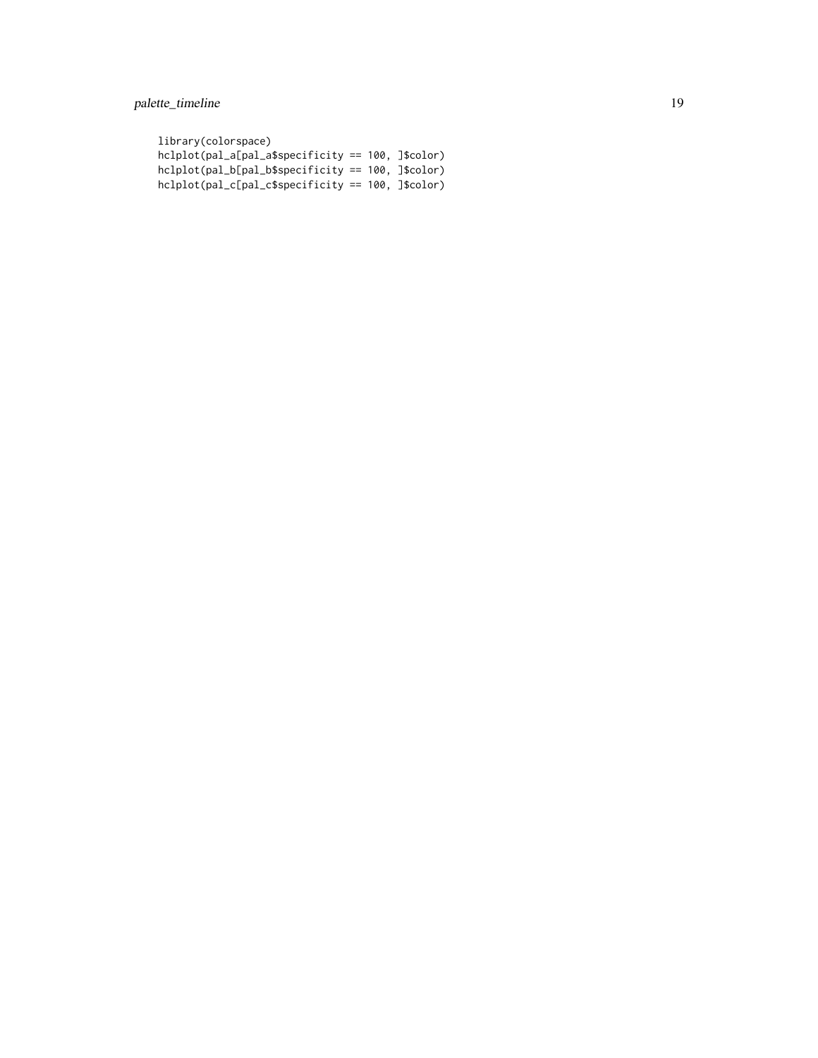```
library(colorspace)
hclplot(pal_a[pal_a$specificity == 100, ]$color)
hclplot(pal_b[pal_b$specificity == 100, ]$color)
hclplot(pal_c[pal_c$specificity == 100, ]$color)
```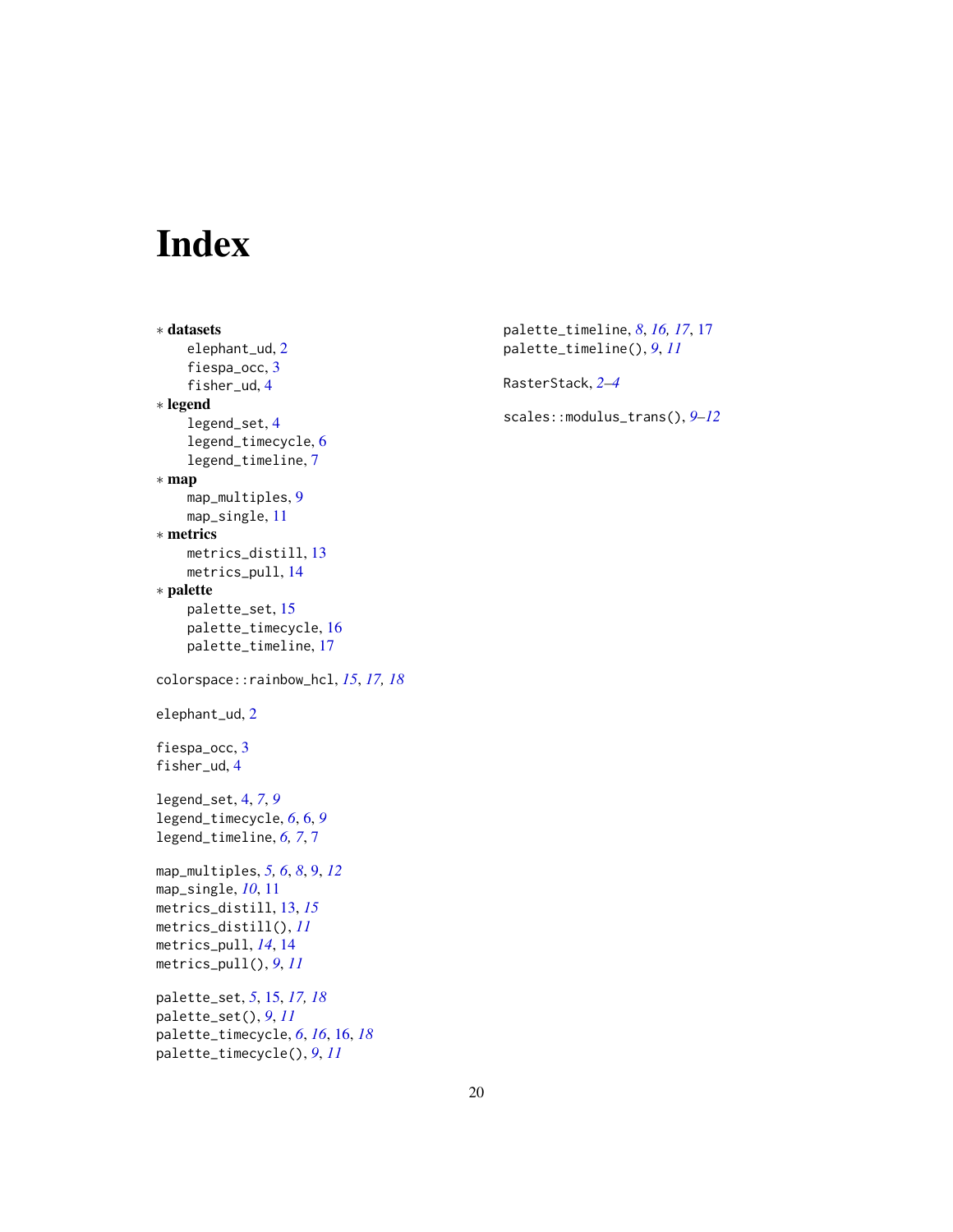# Index

* **datasets**
    - elephant_ud, 2
    - fiespa_occ, 3
    - fisher_ud, 4
* **legend**
    - legend_set, 4
    - legend_timecycle, 6
    - legend_timeline, 7
* **map**
    - map_multiples, 9
    - map_single, 11
* **metrics**
    - metrics_distill, 13
    - metrics_pull, 14
* **palette**
    - palette_set, 15
    - palette_timecycle, 16
    - palette_timeline, 17

colorspace::rainbow_hcl, *15*, *17, 18*

elephant_ud, 2

fiespa_occ, 3
fisher_ud, 4

legend_set, 4, *7*, *9*
legend_timecycle, *6*, 6, *9*
legend_timeline, *6, 7*, 7

map_multiples, *5, 6*, *8*, 9, *12*
map_single, *10*, 11
metrics_distill, 13, *15*
metrics_distill(), *11*
metrics_pull, *14*, 14
metrics_pull(), *9*, *11*

palette_set, *5*, 15, *17, 18*
palette_set(), *9*, *11*
palette_timecycle, *6*, *16*, 16, *18*
palette_timecycle(), *9*, *11*
palette_timeline, *8*, *16, 17*, 17
palette_timeline(), *9*, *11*

RasterStack, *2–4*

scales::modulus_trans(), *9–12*